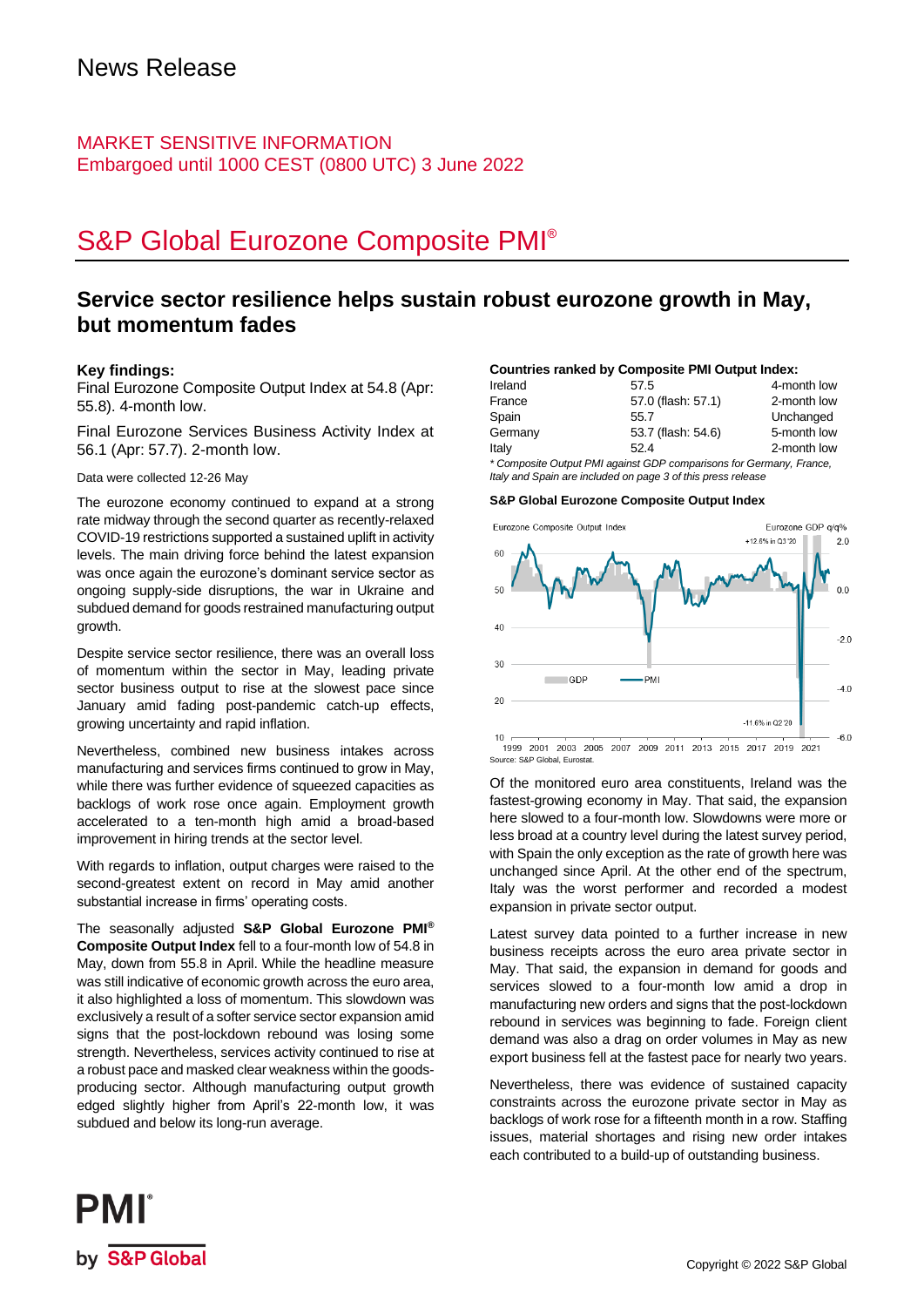News Release

MARKET SENSITIVE INFORMATION
Embargoed until 1000 CEST (0800 UTC) 3 June 2022

# S&P Global Eurozone Composite PMI®

## Service sector resilience helps sustain robust eurozone growth in May, but momentum fades

### Key findings:

Final Eurozone Composite Output Index at 54.8 (Apr: 55.8). 4-month low.

Final Eurozone Services Business Activity Index at 56.1 (Apr: 57.7). 2-month low.

Data were collected 12-26 May

The eurozone economy continued to expand at a strong rate midway through the second quarter as recently-relaxed COVID-19 restrictions supported a sustained uplift in activity levels. The main driving force behind the latest expansion was once again the eurozone's dominant service sector as ongoing supply-side disruptions, the war in Ukraine and subdued demand for goods restrained manufacturing output growth.

Despite service sector resilience, there was an overall loss of momentum within the sector in May, leading private sector business output to rise at the slowest pace since January amid fading post-pandemic catch-up effects, growing uncertainty and rapid inflation.

Nevertheless, combined new business intakes across manufacturing and services firms continued to grow in May, while there was further evidence of squeezed capacities as backlogs of work rose once again. Employment growth accelerated to a ten-month high amid a broad-based improvement in hiring trends at the sector level.

With regards to inflation, output charges were raised to the second-greatest extent on record in May amid another substantial increase in firms' operating costs.

The seasonally adjusted **S&P Global Eurozone PMI® Composite Output Index** fell to a four-month low of 54.8 in May, down from 55.8 in April. While the headline measure was still indicative of economic growth across the euro area, it also highlighted a loss of momentum. This slowdown was exclusively a result of a softer service sector expansion amid signs that the post-lockdown rebound was losing some strength. Nevertheless, services activity continued to rise at a robust pace and masked clear weakness within the goods-producing sector. Although manufacturing output growth edged slightly higher from April's 22-month low, it was subdued and below its long-run average.

**Countries ranked by Composite PMI Output Index:**

| | | |
|---|---|---|
| Ireland | 57.5 | 4-month low |
| France | 57.0 (flash: 57.1) | 2-month low |
| Spain | 55.7 | Unchanged |
| Germany | 53.7 (flash: 54.6) | 5-month low |
| Italy | 52.4 | 2-month low |

*\* Composite Output PMI against GDP comparisons for Germany, France, Italy and Spain are included on page 3 of this press release*

**S&P Global Eurozone Composite Output Index**

Source: S&P Global, Eurostat.

Of the monitored euro area constituents, Ireland was the fastest-growing economy in May. That said, the expansion here slowed to a four-month low. Slowdowns were more or less broad at a country level during the latest survey period, with Spain the only exception as the rate of growth here was unchanged since April. At the other end of the spectrum, Italy was the worst performer and recorded a modest expansion in private sector output.

Latest survey data pointed to a further increase in new business receipts across the euro area private sector in May. That said, the expansion in demand for goods and services slowed to a four-month low amid a drop in manufacturing new orders and signs that the post-lockdown rebound in services was beginning to fade. Foreign client demand was also a drag on order volumes in May as new export business fell at the fastest pace for nearly two years.

Nevertheless, there was evidence of sustained capacity constraints across the eurozone private sector in May as backlogs of work rose for a fifteenth month in a row. Staffing issues, material shortages and rising new order intakes each contributed to a build-up of outstanding business.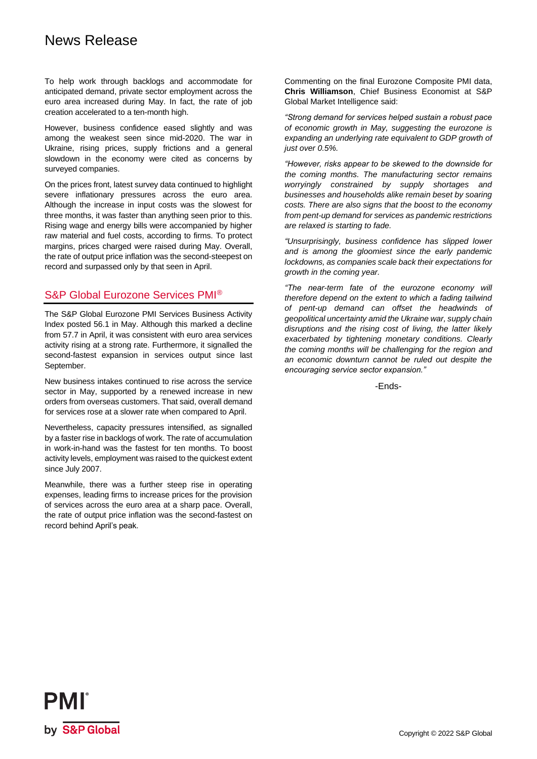To help work through backlogs and accommodate for anticipated demand, private sector employment across the euro area increased during May. In fact, the rate of job creation accelerated to a ten-month high.

However, business confidence eased slightly and was among the weakest seen since mid-2020. The war in Ukraine, rising prices, supply frictions and a general slowdown in the economy were cited as concerns by surveyed companies.

On the prices front, latest survey data continued to highlight severe inflationary pressures across the euro area. Although the increase in input costs was the slowest for three months, it was faster than anything seen prior to this. Rising wage and energy bills were accompanied by higher raw material and fuel costs, according to firms. To protect margins, prices charged were raised during May. Overall, the rate of output price inflation was the second-steepest on record and surpassed only by that seen in April.

## S&P Global Eurozone Services PMI®

The S&P Global Eurozone PMI Services Business Activity Index posted 56.1 in May. Although this marked a decline from 57.7 in April, it was consistent with euro area services activity rising at a strong rate. Furthermore, it signalled the second-fastest expansion in services output since last September.

New business intakes continued to rise across the service sector in May, supported by a renewed increase in new orders from overseas customers. That said, overall demand for services rose at a slower rate when compared to April.

Nevertheless, capacity pressures intensified, as signalled by a faster rise in backlogs of work. The rate of accumulation in work-in-hand was the fastest for ten months. To boost activity levels, employment was raised to the quickest extent since July 2007.

Meanwhile, there was a further steep rise in operating expenses, leading firms to increase prices for the provision of services across the euro area at a sharp pace. Overall, the rate of output price inflation was the second-fastest on record behind April's peak.

Commenting on the final Eurozone Composite PMI data, **Chris Williamson**, Chief Business Economist at S&P Global Market Intelligence said:

*"Strong demand for services helped sustain a robust pace of economic growth in May, suggesting the eurozone is expanding an underlying rate equivalent to GDP growth of just over 0.5%.*

*"However, risks appear to be skewed to the downside for the coming months. The manufacturing sector remains worryingly constrained by supply shortages and businesses and households alike remain beset by soaring costs. There are also signs that the boost to the economy from pent-up demand for services as pandemic restrictions are relaxed is starting to fade.*

*"Unsurprisingly, business confidence has slipped lower and is among the gloomiest since the early pandemic lockdowns, as companies scale back their expectations for growth in the coming year.*

*"The near-term fate of the eurozone economy will therefore depend on the extent to which a fading tailwind of pent-up demand can offset the headwinds of geopolitical uncertainty amid the Ukraine war, supply chain disruptions and the rising cost of living, the latter likely exacerbated by tightening monetary conditions. Clearly the coming months will be challenging for the region and an economic downturn cannot be ruled out despite the encouraging service sector expansion."*

-Ends-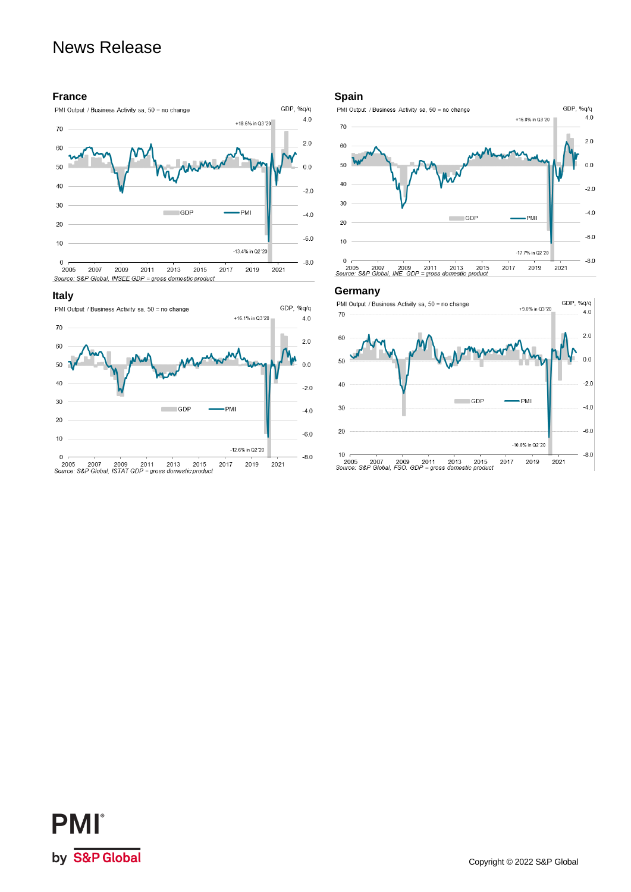# News Release

## France

PMI Output / Business Activity sa, 50 = no change

GDP, %q/q

+18.6% in Q3 '20

-13.4% in Q2 '20

GDP PMI

Source: S&P Global, INSEE GDP = gross domestic product

## Spain

PMI Output / Business Activity sa, 50 = no change

GDP, %q/q

+16.8% in Q3 '20

-17.7% in Q2 '20

GDP PMI

Source: S&P Global, INE. GDP = gross domestic product

## Italy

PMI Output / Business Activity sa, 50 = no change

GDP, %q/q

+16.1% in Q3 '20

-12.6% in Q2 '20

GDP PMI

Source: S&P Global, ISTAT GDP = gross domestic product

## Germany

PMI Output / Business Activity sa, 50 = no change

GDP, %q/q

+9.0% in Q3 '20

-10.0% in Q2 '20

GDP PMI

Source: S&P Global, FSO. GDP = gross domestic product

PMI by S&P Global

Copyright © 2022 S&P Global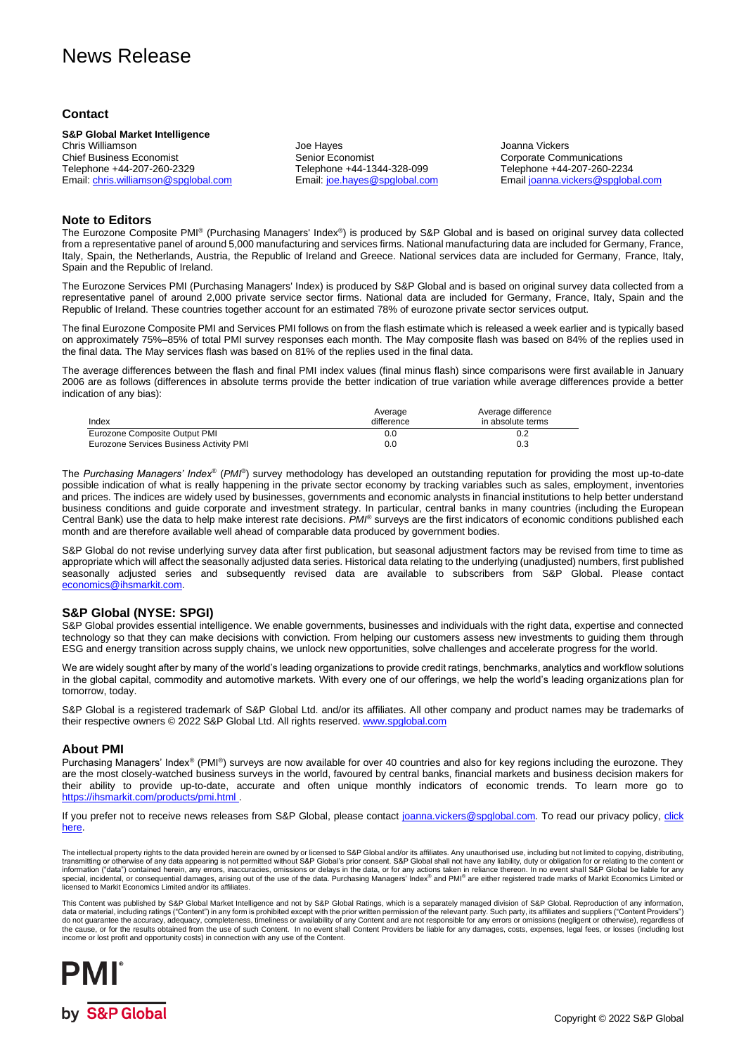# News Release

## Contact

**S&P Global Market Intelligence**

Chris Williamson
Chief Business Economist
Telephone +44-207-260-2329
Email: chris.williamson@spglobal.com

Joe Hayes
Senior Economist
Telephone +44-1344-328-099
Email: joe.hayes@spglobal.com

Joanna Vickers
Corporate Communications
Telephone +44-207-260-2234
Email joanna.vickers@spglobal.com

## Note to Editors

The Eurozone Composite PMI® (Purchasing Managers' Index®) is produced by S&P Global and is based on original survey data collected from a representative panel of around 5,000 manufacturing and services firms. National manufacturing data are included for Germany, France, Italy, Spain, the Netherlands, Austria, the Republic of Ireland and Greece. National services data are included for Germany, France, Italy, Spain and the Republic of Ireland.

The Eurozone Services PMI (Purchasing Managers' Index) is produced by S&P Global and is based on original survey data collected from a representative panel of around 2,000 private service sector firms. National data are included for Germany, France, Italy, Spain and the Republic of Ireland. These countries together account for an estimated 78% of eurozone private sector services output.

The final Eurozone Composite PMI and Services PMI follows on from the flash estimate which is released a week earlier and is typically based on approximately 75%–85% of total PMI survey responses each month. The May composite flash was based on 84% of the replies used in the final data. The May services flash was based on 81% of the replies used in the final data.

The average differences between the flash and final PMI index values (final minus flash) since comparisons were first available in January 2006 are as follows (differences in absolute terms provide the better indication of true variation while average differences provide a better indication of any bias):

| Index | Average difference | Average difference in absolute terms |
|---|---|---|
| Eurozone Composite Output PMI | 0.0 | 0.2 |
| Eurozone Services Business Activity PMI | 0.0 | 0.3 |

The *Purchasing Managers' Index*® (*PMI*®) survey methodology has developed an outstanding reputation for providing the most up-to-date possible indication of what is really happening in the private sector economy by tracking variables such as sales, employment, inventories and prices. The indices are widely used by businesses, governments and economic analysts in financial institutions to help better understand business conditions and guide corporate and investment strategy. In particular, central banks in many countries (including the European Central Bank) use the data to help make interest rate decisions. *PMI*® surveys are the first indicators of economic conditions published each month and are therefore available well ahead of comparable data produced by government bodies.

S&P Global do not revise underlying survey data after first publication, but seasonal adjustment factors may be revised from time to time as appropriate which will affect the seasonally adjusted data series. Historical data relating to the underlying (unadjusted) numbers, first published seasonally adjusted series and subsequently revised data are available to subscribers from S&P Global. Please contact economics@ihsmarkit.com.

## S&P Global (NYSE: SPGI)

S&P Global provides essential intelligence. We enable governments, businesses and individuals with the right data, expertise and connected technology so that they can make decisions with conviction. From helping our customers assess new investments to guiding them through ESG and energy transition across supply chains, we unlock new opportunities, solve challenges and accelerate progress for the world.

We are widely sought after by many of the world's leading organizations to provide credit ratings, benchmarks, analytics and workflow solutions in the global capital, commodity and automotive markets. With every one of our offerings, we help the world's leading organizations plan for tomorrow, today.

S&P Global is a registered trademark of S&P Global Ltd. and/or its affiliates. All other company and product names may be trademarks of their respective owners © 2022 S&P Global Ltd. All rights reserved. www.spglobal.com

## About PMI

Purchasing Managers' Index® (PMI®) surveys are now available for over 40 countries and also for key regions including the eurozone. They are the most closely-watched business surveys in the world, favoured by central banks, financial markets and business decision makers for their ability to provide up-to-date, accurate and often unique monthly indicators of economic trends. To learn more go to https://ihsmarkit.com/products/pmi.html .

If you prefer not to receive news releases from S&P Global, please contact joanna.vickers@spglobal.com. To read our privacy policy, click here.

The intellectual property rights to the data provided herein are owned by or licensed to S&P Global and/or its affiliates. Any unauthorised use, including but not limited to copying, distributing, transmitting or otherwise of any data appearing is not permitted without S&P Global's prior consent. S&P Global shall not have any liability, duty or obligation for or relating to the content or information ("data") contained herein, any errors, inaccuracies, omissions or delays in the data, or for any actions taken in reliance thereon. In no event shall S&P Global be liable for any special, incidental, or consequential damages, arising out of the use of the data. Purchasing Managers' Index® and PMI® are either registered trade marks of Markit Economics Limited or licensed to Markit Economics Limited and/or its affiliates.

This Content was published by S&P Global Market Intelligence and not by S&P Global Ratings, which is a separately managed division of S&P Global. Reproduction of any information, data or material, including ratings ("Content") in any form is prohibited except with the prior written permission of the relevant party. Such party, its affiliates and suppliers ("Content Providers") do not guarantee the accuracy, adequacy, completeness, timeliness or availability of any Content and are not responsible for any errors or omissions (negligent or otherwise), regardless of the cause, or for the results obtained from the use of such Content. In no event shall Content Providers be liable for any damages, costs, expenses, legal fees, or losses (including lost income or lost profit and opportunity costs) in connection with any use of the Content.

PMI® by S&P Global

Copyright © 2022 S&P Global